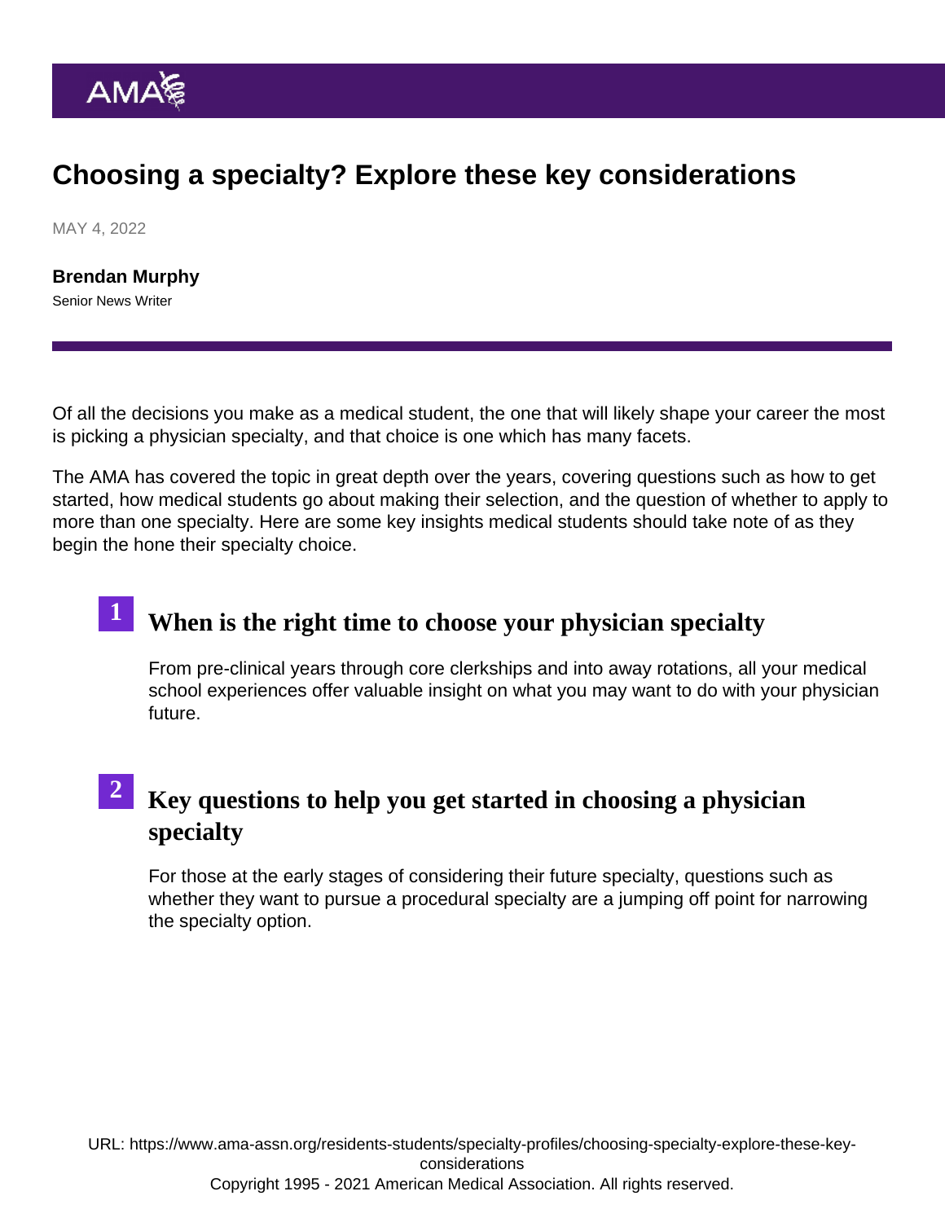# Choosing a specialty? Explore these key considerations

MAY 4, 2022

**Brendan Murphy**
Senior News Writer

Of all the decisions you make as a medical student, the one that will likely shape your career the most is picking a physician specialty, and that choice is one which has many facets.

The AMA has covered the topic in great depth over the years, covering questions such as how to get started, how medical students go about making their selection, and the question of whether to apply to more than one specialty. Here are some key insights medical students should take note of as they begin the hone their specialty choice.

## 1 When is the right time to choose your physician specialty

From pre-clinical years through core clerkships and into away rotations, all your medical school experiences offer valuable insight on what you may want to do with your physician future.

## 2 Key questions to help you get started in choosing a physician specialty

For those at the early stages of considering their future specialty, questions such as whether they want to pursue a procedural specialty are a jumping off point for narrowing the specialty option.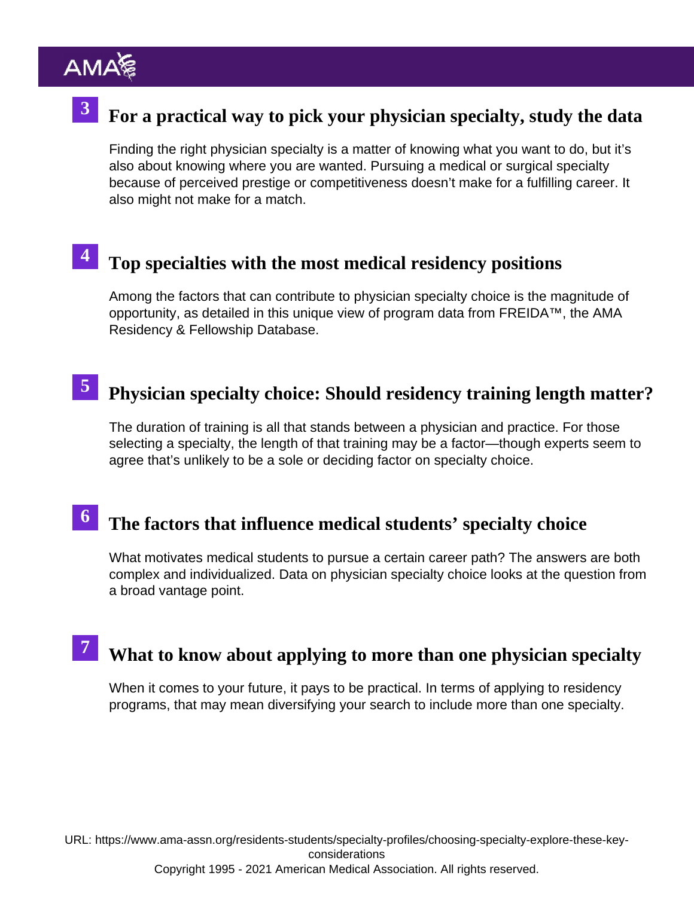## 3 For a practical way to pick your physician specialty, study the data

Finding the right physician specialty is a matter of knowing what you want to do, but it's also about knowing where you are wanted. Pursuing a medical or surgical specialty because of perceived prestige or competitiveness doesn't make for a fulfilling career. It also might not make for a match.

## 4 Top specialties with the most medical residency positions

Among the factors that can contribute to physician specialty choice is the magnitude of opportunity, as detailed in this unique view of program data from FREIDA™, the AMA Residency & Fellowship Database.

## 5 Physician specialty choice: Should residency training length matter?

The duration of training is all that stands between a physician and practice. For those selecting a specialty, the length of that training may be a factor—though experts seem to agree that's unlikely to be a sole or deciding factor on specialty choice.

## 6 The factors that influence medical students' specialty choice

What motivates medical students to pursue a certain career path? The answers are both complex and individualized. Data on physician specialty choice looks at the question from a broad vantage point.

## 7 What to know about applying to more than one physician specialty

When it comes to your future, it pays to be practical. In terms of applying to residency programs, that may mean diversifying your search to include more than one specialty.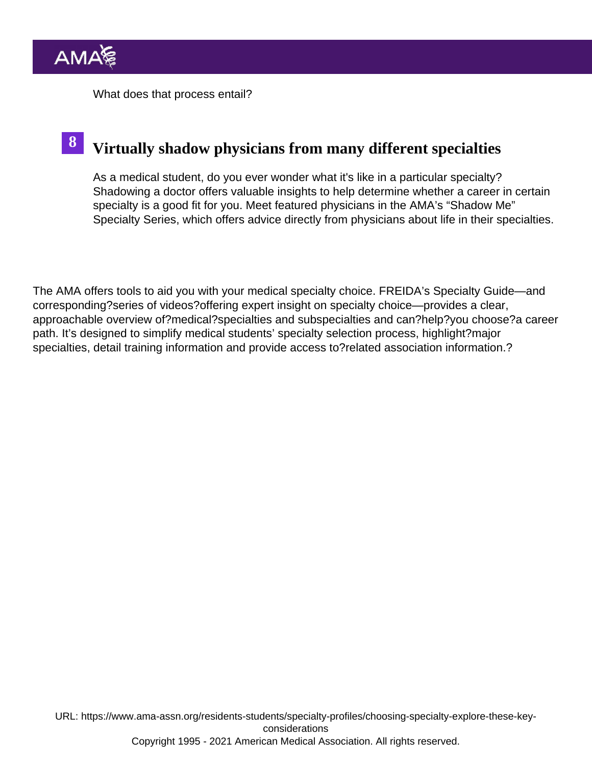What does that process entail?

## 8 Virtually shadow physicians from many different specialties

As a medical student, do you ever wonder what it's like in a particular specialty? Shadowing a doctor offers valuable insights to help determine whether a career in certain specialty is a good fit for you. Meet featured physicians in the AMA's "Shadow Me" Specialty Series, which offers advice directly from physicians about life in their specialties.

The AMA offers tools to aid you with your medical specialty choice. FREIDA's Specialty Guide—and corresponding?series of videos?offering expert insight on specialty choice—provides a clear, approachable overview of?medical?specialties and subspecialties and can?help?you choose?a career path. It's designed to simplify medical students' specialty selection process, highlight?major specialties, detail training information and provide access to?related association information.?